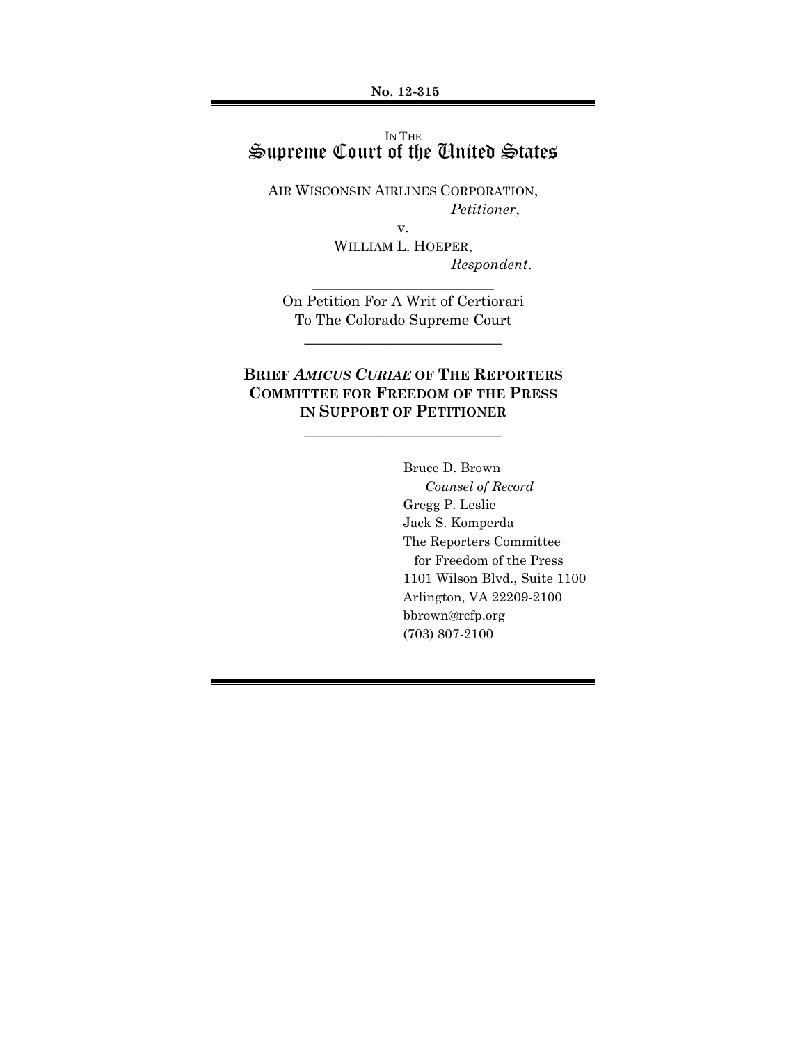**No. 12-315**

---

IN THE

# Supreme Court of the United States

AIR WISCONSIN AIRLINES CORPORATION,
*Petitioner*,

v.

WILLIAM L. HOEPER,
*Respondent*.

---

On Petition For A Writ of Certiorari
To The Colorado Supreme Court

---

## BRIEF *AMICUS CURIAE* OF THE REPORTERS COMMITTEE FOR FREEDOM OF THE PRESS IN SUPPORT OF PETITIONER

---

Bruce D. Brown
*Counsel of Record*
Gregg P. Leslie
Jack S. Komperda
The Reporters Committee
for Freedom of the Press
1101 Wilson Blvd., Suite 1100
Arlington, VA 22209-2100
bbrown@rcfp.org
(703) 807-2100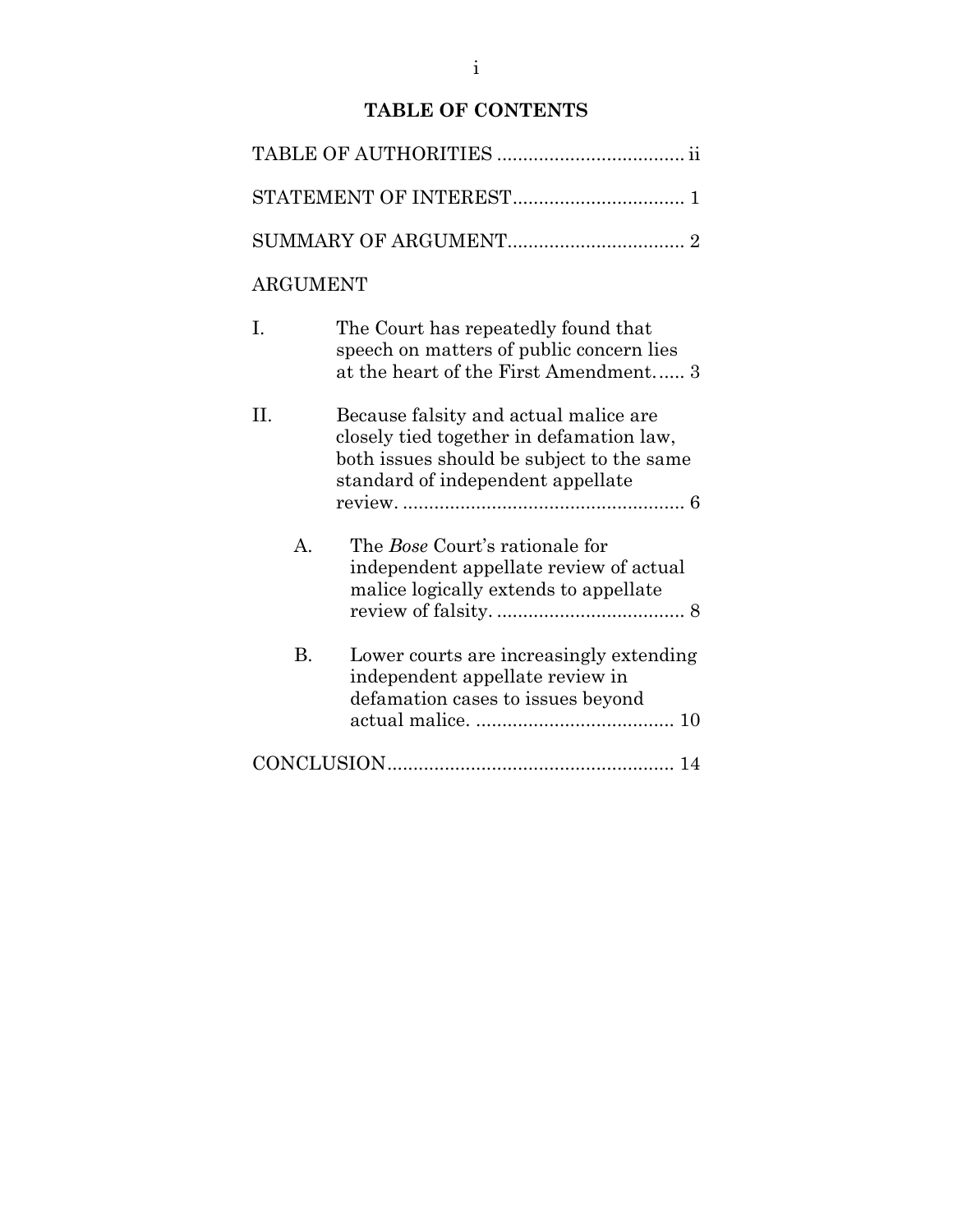# TABLE OF CONTENTS

TABLE OF AUTHORITIES .................................... ii

STATEMENT OF INTEREST................................. 1

SUMMARY OF ARGUMENT.................................. 2

ARGUMENT

I. The Court has repeatedly found that speech on matters of public concern lies at the heart of the First Amendment...... 3

II. Because falsity and actual malice are closely tied together in defamation law, both issues should be subject to the same standard of independent appellate review. ...................................................... 6

  A. The *Bose* Court's rationale for independent appellate review of actual malice logically extends to appellate review of falsity. .................................... 8

  B. Lower courts are increasingly extending independent appellate review in defamation cases to issues beyond actual malice. ...................................... 10

CONCLUSION...................................................... 14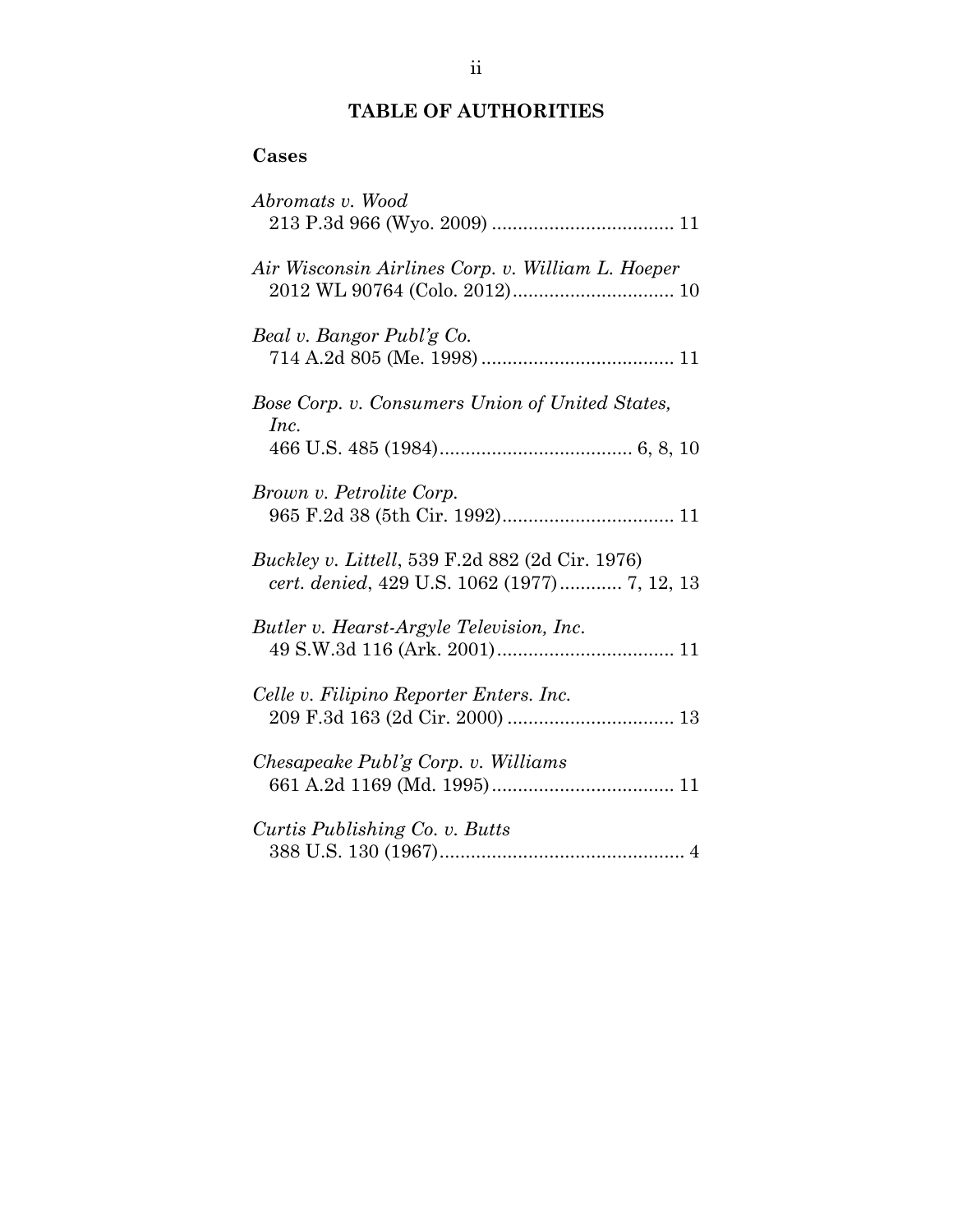# TABLE OF AUTHORITIES

## Cases

*Abromats v. Wood*
213 P.3d 966 (Wyo. 2009) .................................. 11

*Air Wisconsin Airlines Corp. v. William L. Hoeper*
2012 WL 90764 (Colo. 2012).............................. 10

*Beal v. Bangor Publ'g Co.*
714 A.2d 805 (Me. 1998) .................................... 11

*Bose Corp. v. Consumers Union of United States, Inc.*
466 U.S. 485 (1984).................................... 6, 8, 10

*Brown v. Petrolite Corp.*
965 F.2d 38 (5th Cir. 1992)................................ 11

*Buckley v. Littell*, 539 F.2d 882 (2d Cir. 1976)
*cert. denied*, 429 U.S. 1062 (1977)............ 7, 12, 13

*Butler v. Hearst-Argyle Television, Inc.*
49 S.W.3d 116 (Ark. 2001)................................. 11

*Celle v. Filipino Reporter Enters. Inc.*
209 F.3d 163 (2d Cir. 2000) ............................... 13

*Chesapeake Publ'g Corp. v. Williams*
661 A.2d 1169 (Md. 1995).................................. 11

*Curtis Publishing Co. v. Butts*
388 U.S. 130 (1967).............................................. 4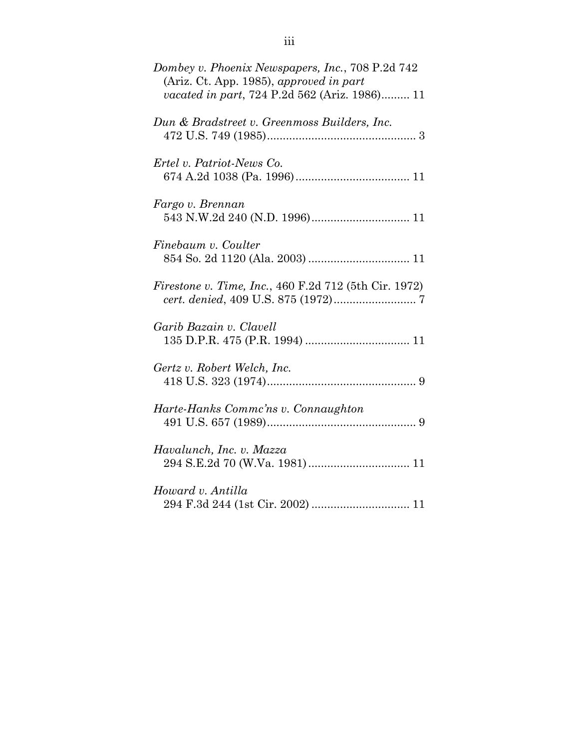*Dombey v. Phoenix Newspapers, Inc.*, 708 P.2d 742 (Ariz. Ct. App. 1985), *approved in part vacated in part*, 724 P.2d 562 (Ariz. 1986)......... 11

*Dun & Bradstreet v. Greenmoss Builders, Inc.* 472 U.S. 749 (1985)............................................... 3

*Ertel v. Patriot-News Co.* 674 A.2d 1038 (Pa. 1996).................................... 11

*Fargo v. Brennan* 543 N.W.2d 240 (N.D. 1996)............................... 11

*Finebaum v. Coulter* 854 So. 2d 1120 (Ala. 2003) ................................ 11

*Firestone v. Time, Inc.*, 460 F.2d 712 (5th Cir. 1972) *cert. denied*, 409 U.S. 875 (1972).......................... 7

*Garib Bazain v. Clavell* 135 D.P.R. 475 (P.R. 1994) ................................. 11

*Gertz v. Robert Welch, Inc.* 418 U.S. 323 (1974)............................................... 9

*Harte-Hanks Commc'ns v. Connaughton* 491 U.S. 657 (1989)............................................... 9

*Havalunch, Inc. v. Mazza* 294 S.E.2d 70 (W.Va. 1981)................................ 11

*Howard v. Antilla* 294 F.3d 244 (1st Cir. 2002) ............................... 11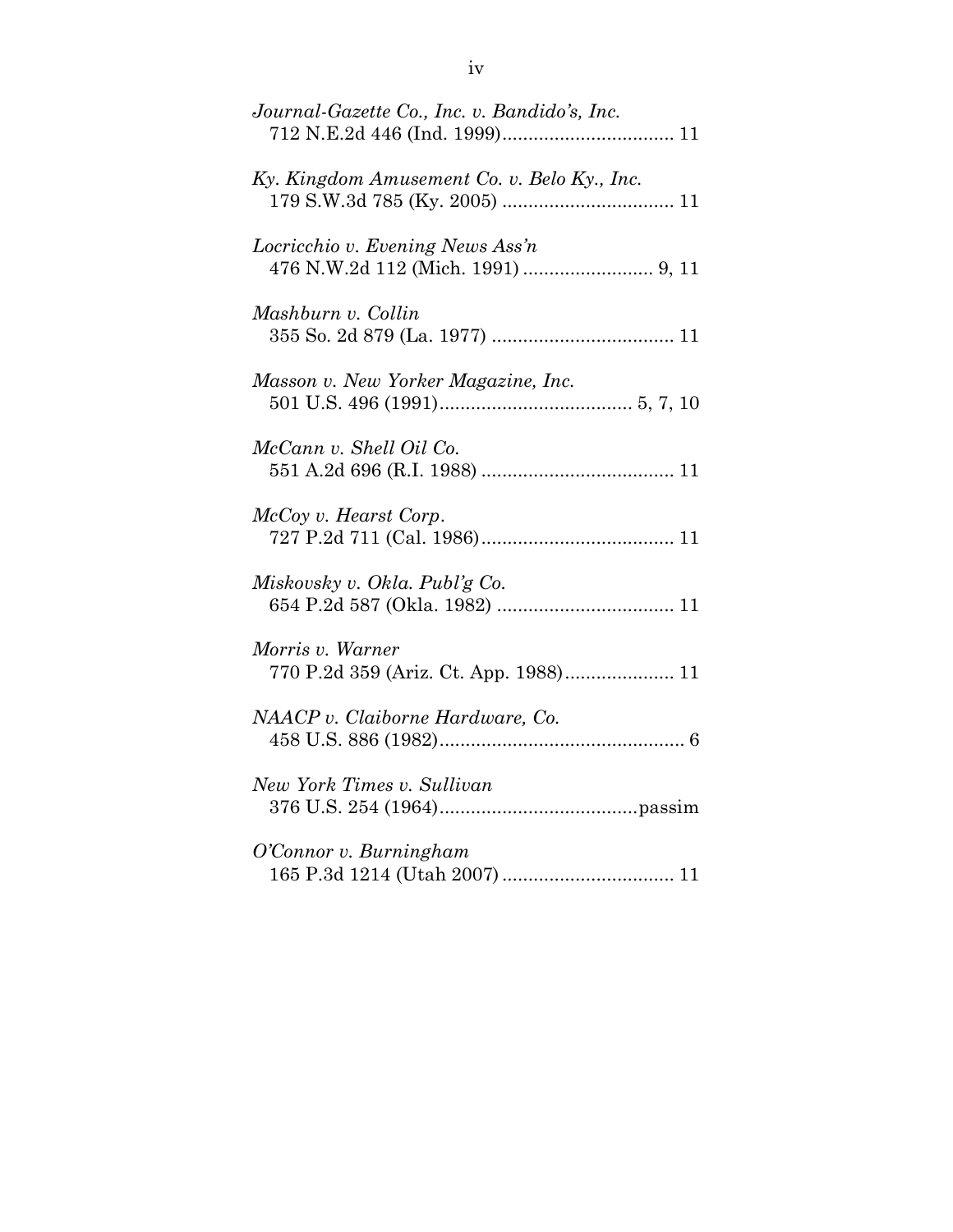*Journal-Gazette Co., Inc. v. Bandido's, Inc.*
712 N.E.2d 446 (Ind. 1999)................................. 11

*Ky. Kingdom Amusement Co. v. Belo Ky., Inc.*
179 S.W.3d 785 (Ky. 2005) ................................. 11

*Locricchio v. Evening News Ass'n*
476 N.W.2d 112 (Mich. 1991) ......................... 9, 11

*Mashburn v. Collin*
355 So. 2d 879 (La. 1977) ................................... 11

*Masson v. New Yorker Magazine, Inc.*
501 U.S. 496 (1991).................................... 5, 7, 10

*McCann v. Shell Oil Co.*
551 A.2d 696 (R.I. 1988) ..................................... 11

*McCoy v. Hearst Corp.*
727 P.2d 711 (Cal. 1986)..................................... 11

*Miskovsky v. Okla. Publ'g Co.*
654 P.2d 587 (Okla. 1982) .................................. 11

*Morris v. Warner*
770 P.2d 359 (Ariz. Ct. App. 1988)..................... 11

*NAACP v. Claiborne Hardware, Co.*
458 U.S. 886 (1982)............................................... 6

*New York Times v. Sullivan*
376 U.S. 254 (1964).....................................passim

*O'Connor v. Burningham*
165 P.3d 1214 (Utah 2007) ................................. 11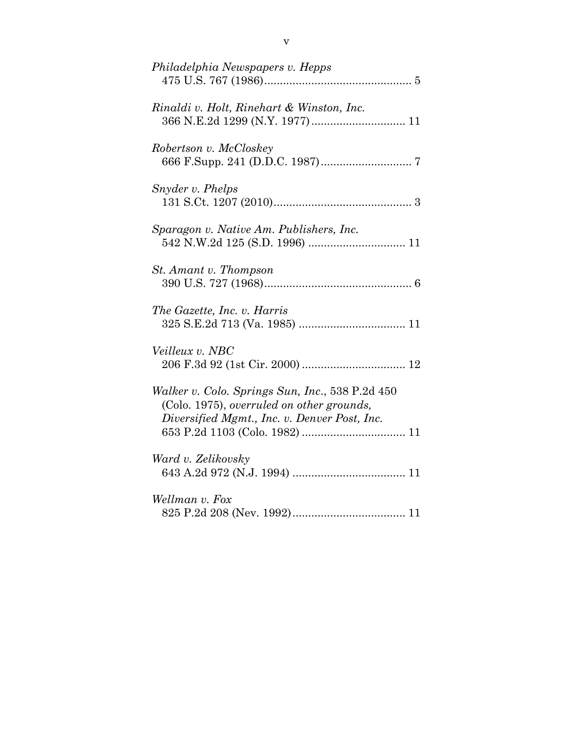*Philadelphia Newspapers v. Hepps*
475 U.S. 767 (1986)............................................... 5

*Rinaldi v. Holt, Rinehart & Winston, Inc.*
366 N.E.2d 1299 (N.Y. 1977).............................. 11

*Robertson v. McCloskey*
666 F.Supp. 241 (D.D.C. 1987)............................. 7

*Snyder v. Phelps*
131 S.Ct. 1207 (2010)............................................ 3

*Sparagon v. Native Am. Publishers, Inc.*
542 N.W.2d 125 (S.D. 1996) ............................... 11

*St. Amant v. Thompson*
390 U.S. 727 (1968)............................................... 6

*The Gazette, Inc. v. Harris*
325 S.E.2d 713 (Va. 1985) .................................. 11

*Veilleux v. NBC*
206 F.3d 92 (1st Cir. 2000) ................................. 12

*Walker v. Colo. Springs Sun, Inc.*, 538 P.2d 450 (Colo. 1975), *overruled on other grounds*, *Diversified Mgmt., Inc. v. Denver Post, Inc.* 653 P.2d 1103 (Colo. 1982) ................................. 11

*Ward v. Zelikovsky*
643 A.2d 972 (N.J. 1994) .................................... 11

*Wellman v. Fox*
825 P.2d 208 (Nev. 1992).................................... 11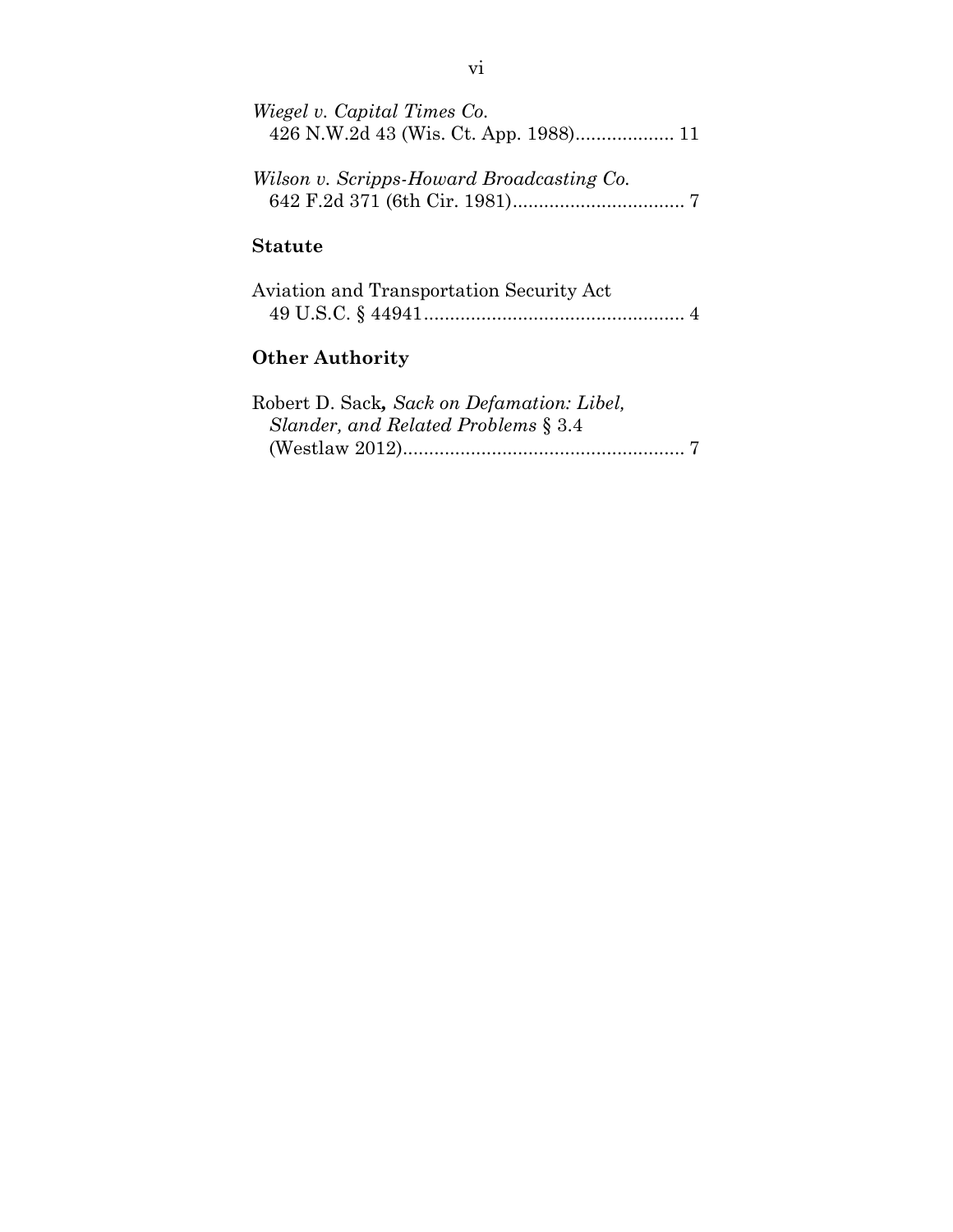*Wiegel v. Capital Times Co.*
426 N.W.2d 43 (Wis. Ct. App. 1988)................... 11

*Wilson v. Scripps-Howard Broadcasting Co.*
642 F.2d 371 (6th Cir. 1981)................................. 7

### Statute

Aviation and Transportation Security Act
49 U.S.C. § 44941.................................................. 4

### Other Authority

Robert D. Sack**,** *Sack on Defamation: Libel, Slander, and Related Problems* § 3.4
(Westlaw 2012)...................................................... 7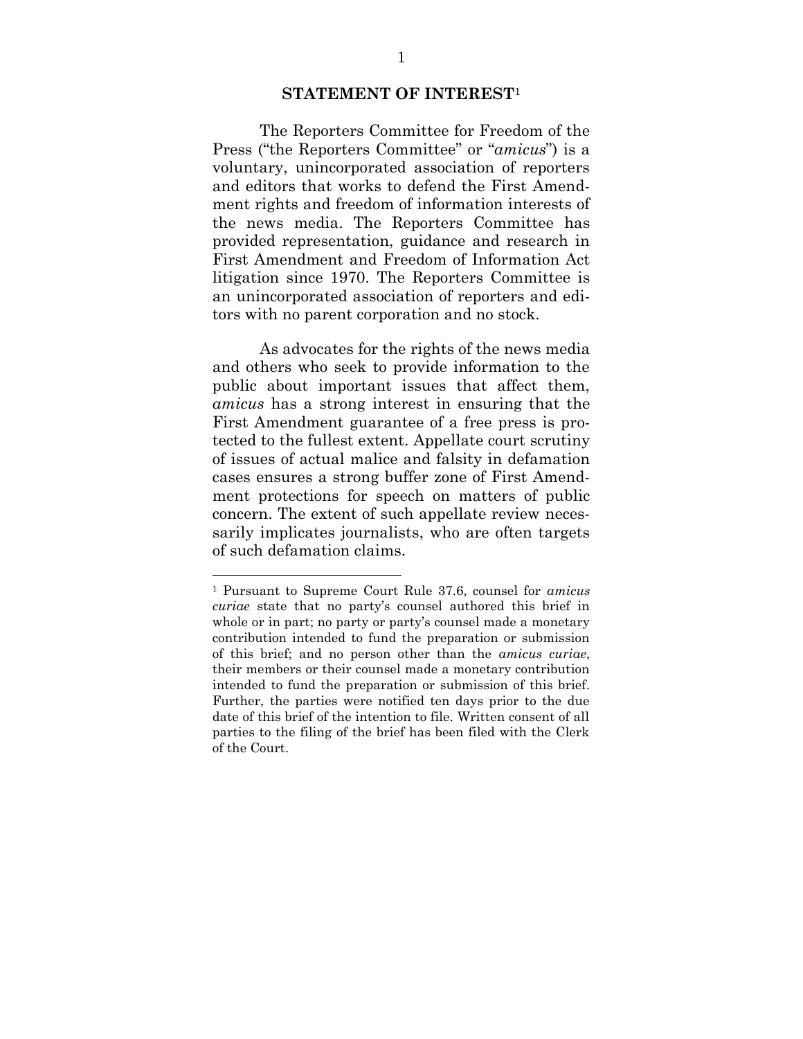## STATEMENT OF INTEREST[1]

The Reporters Committee for Freedom of the Press ("the Reporters Committee" or "*amicus*") is a voluntary, unincorporated association of reporters and editors that works to defend the First Amendment rights and freedom of information interests of the news media. The Reporters Committee has provided representation, guidance and research in First Amendment and Freedom of Information Act litigation since 1970. The Reporters Committee is an unincorporated association of reporters and editors with no parent corporation and no stock.

As advocates for the rights of the news media and others who seek to provide information to the public about important issues that affect them, *amicus* has a strong interest in ensuring that the First Amendment guarantee of a free press is protected to the fullest extent. Appellate court scrutiny of issues of actual malice and falsity in defamation cases ensures a strong buffer zone of First Amendment protections for speech on matters of public concern. The extent of such appellate review necessarily implicates journalists, who are often targets of such defamation claims.

---

[1] Pursuant to Supreme Court Rule 37.6, counsel for *amicus curiae* state that no party's counsel authored this brief in whole or in part; no party or party's counsel made a monetary contribution intended to fund the preparation or submission of this brief; and no person other than the *amicus curiae*, their members or their counsel made a monetary contribution intended to fund the preparation or submission of this brief. Further, the parties were notified ten days prior to the due date of this brief of the intention to file. Written consent of all parties to the filing of the brief has been filed with the Clerk of the Court.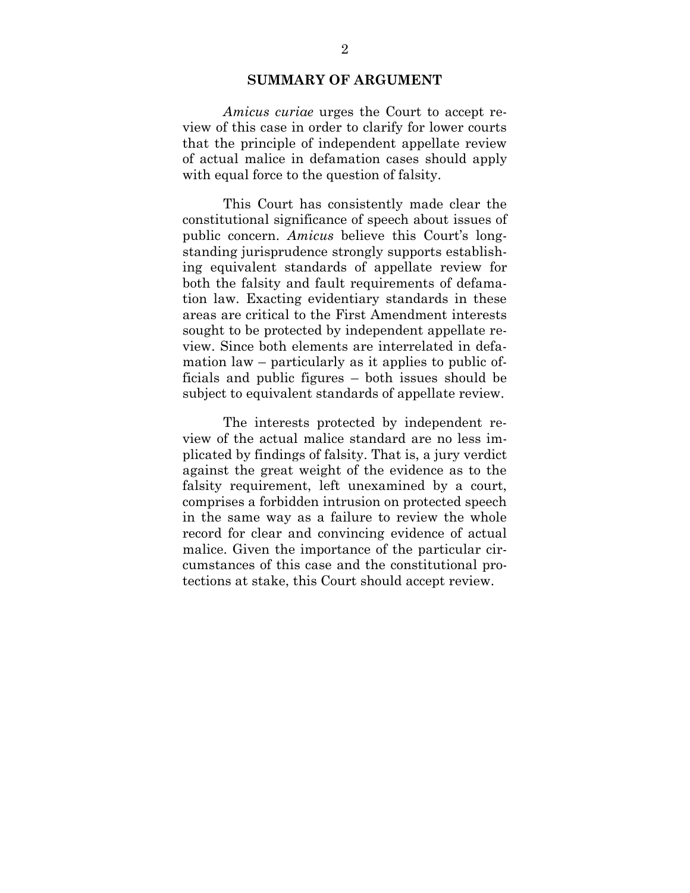## SUMMARY OF ARGUMENT

*Amicus curiae* urges the Court to accept review of this case in order to clarify for lower courts that the principle of independent appellate review of actual malice in defamation cases should apply with equal force to the question of falsity.

This Court has consistently made clear the constitutional significance of speech about issues of public concern. *Amicus* believe this Court's longstanding jurisprudence strongly supports establishing equivalent standards of appellate review for both the falsity and fault requirements of defamation law. Exacting evidentiary standards in these areas are critical to the First Amendment interests sought to be protected by independent appellate review. Since both elements are interrelated in defamation law – particularly as it applies to public officials and public figures – both issues should be subject to equivalent standards of appellate review.

The interests protected by independent review of the actual malice standard are no less implicated by findings of falsity. That is, a jury verdict against the great weight of the evidence as to the falsity requirement, left unexamined by a court, comprises a forbidden intrusion on protected speech in the same way as a failure to review the whole record for clear and convincing evidence of actual malice. Given the importance of the particular circumstances of this case and the constitutional protections at stake, this Court should accept review.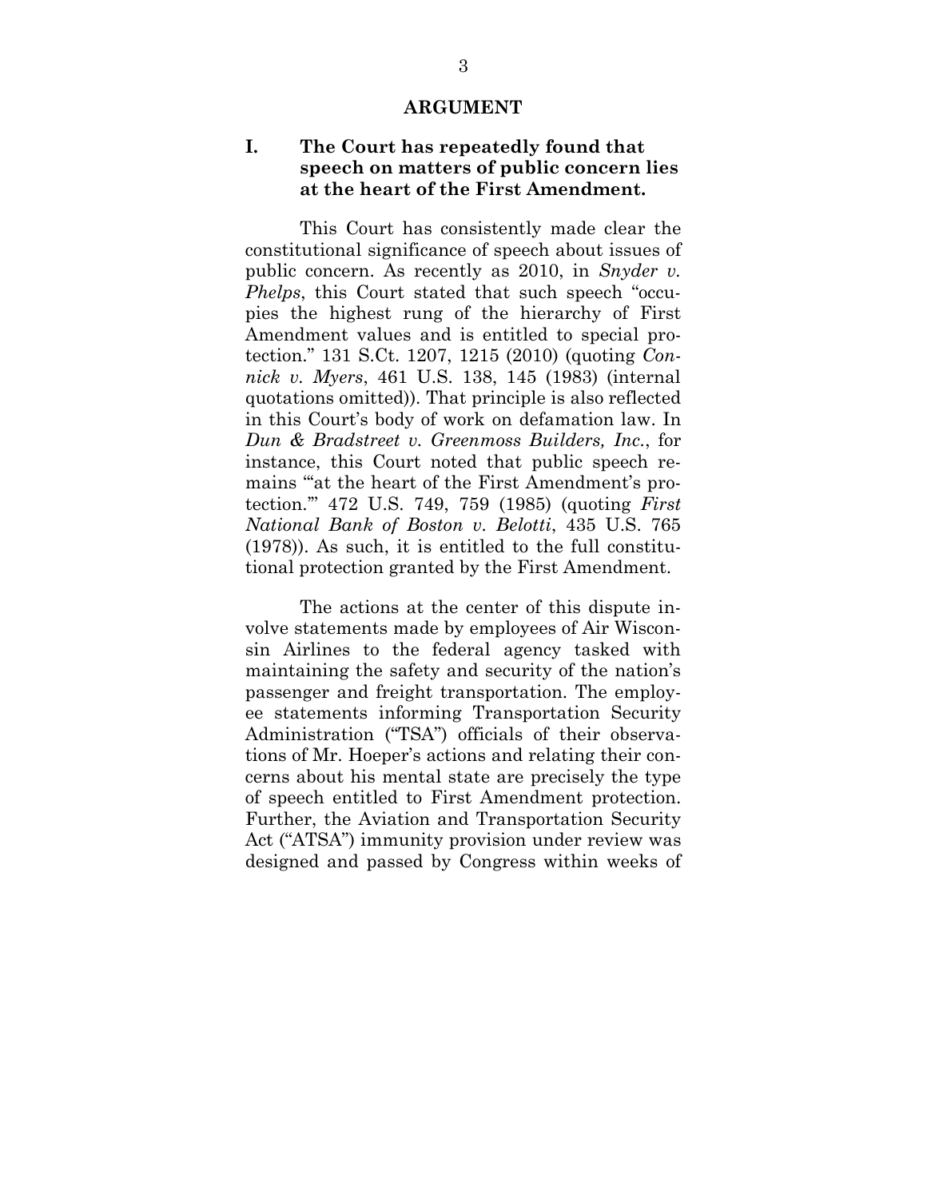## ARGUMENT

### I. The Court has repeatedly found that speech on matters of public concern lies at the heart of the First Amendment.

This Court has consistently made clear the constitutional significance of speech about issues of public concern. As recently as 2010, in *Snyder v. Phelps*, this Court stated that such speech "occupies the highest rung of the hierarchy of First Amendment values and is entitled to special protection." 131 S.Ct. 1207, 1215 (2010) (quoting *Connick v. Myers*, 461 U.S. 138, 145 (1983) (internal quotations omitted)). That principle is also reflected in this Court's body of work on defamation law. In *Dun & Bradstreet v. Greenmoss Builders, Inc.*, for instance, this Court noted that public speech remains "'at the heart of the First Amendment's protection.'" 472 U.S. 749, 759 (1985) (quoting *First National Bank of Boston v. Belotti*, 435 U.S. 765 (1978)). As such, it is entitled to the full constitutional protection granted by the First Amendment.

The actions at the center of this dispute involve statements made by employees of Air Wisconsin Airlines to the federal agency tasked with maintaining the safety and security of the nation's passenger and freight transportation. The employee statements informing Transportation Security Administration ("TSA") officials of their observations of Mr. Hoeper's actions and relating their concerns about his mental state are precisely the type of speech entitled to First Amendment protection. Further, the Aviation and Transportation Security Act ("ATSA") immunity provision under review was designed and passed by Congress within weeks of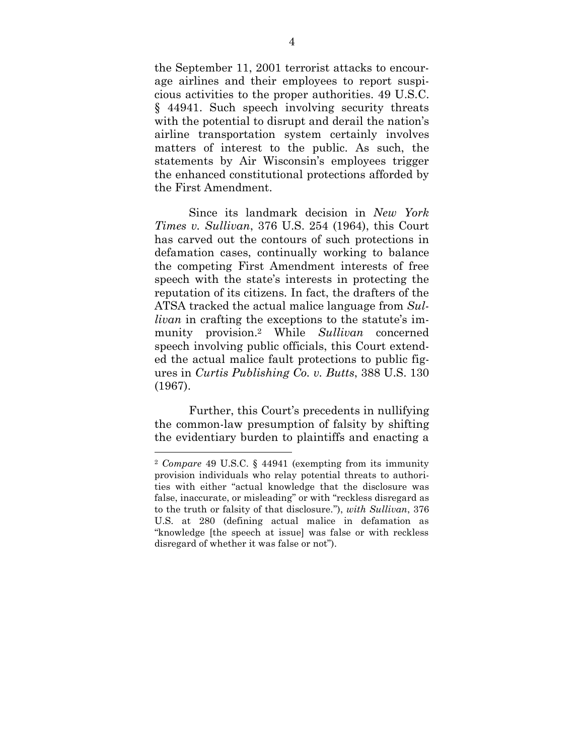the September 11, 2001 terrorist attacks to encourage airlines and their employees to report suspicious activities to the proper authorities. 49 U.S.C. § 44941. Such speech involving security threats with the potential to disrupt and derail the nation's airline transportation system certainly involves matters of interest to the public. As such, the statements by Air Wisconsin's employees trigger the enhanced constitutional protections afforded by the First Amendment.

Since its landmark decision in *New York Times v. Sullivan*, 376 U.S. 254 (1964), this Court has carved out the contours of such protections in defamation cases, continually working to balance the competing First Amendment interests of free speech with the state's interests in protecting the reputation of its citizens. In fact, the drafters of the ATSA tracked the actual malice language from *Sullivan* in crafting the exceptions to the statute's immunity provision.[2] While *Sullivan* concerned speech involving public officials, this Court extended the actual malice fault protections to public figures in *Curtis Publishing Co. v. Butts*, 388 U.S. 130 (1967).

Further, this Court's precedents in nullifying the common-law presumption of falsity by shifting the evidentiary burden to plaintiffs and enacting a

---

[2] *Compare* 49 U.S.C. § 44941 (exempting from its immunity provision individuals who relay potential threats to authorities with either "actual knowledge that the disclosure was false, inaccurate, or misleading" or with "reckless disregard as to the truth or falsity of that disclosure."), *with Sullivan*, 376 U.S. at 280 (defining actual malice in defamation as "knowledge [the speech at issue] was false or with reckless disregard of whether it was false or not").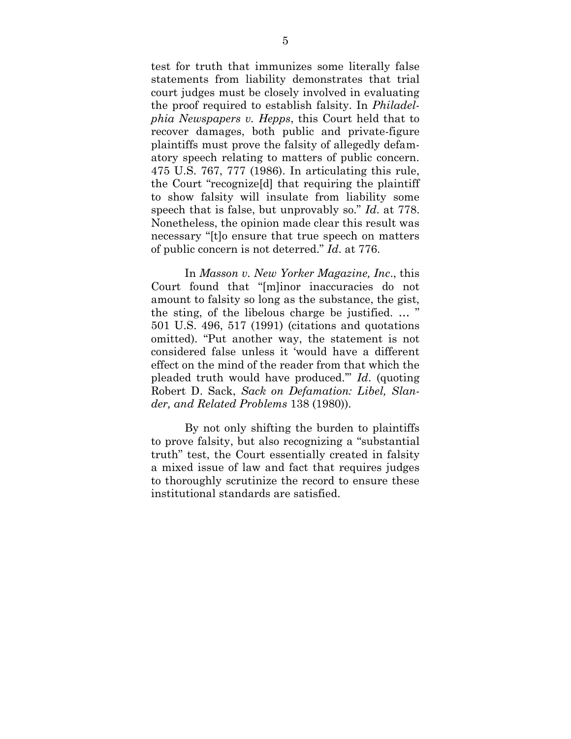test for truth that immunizes some literally false statements from liability demonstrates that trial court judges must be closely involved in evaluating the proof required to establish falsity. In *Philadelphia Newspapers v. Hepps*, this Court held that to recover damages, both public and private-figure plaintiffs must prove the falsity of allegedly defamatory speech relating to matters of public concern. 475 U.S. 767, 777 (1986). In articulating this rule, the Court "recognize[d] that requiring the plaintiff to show falsity will insulate from liability some speech that is false, but unprovably so." *Id*. at 778. Nonetheless, the opinion made clear this result was necessary "[t]o ensure that true speech on matters of public concern is not deterred." *Id*. at 776.

In *Masson v. New Yorker Magazine, Inc*., this Court found that "[m]inor inaccuracies do not amount to falsity so long as the substance, the gist, the sting, of the libelous charge be justified. … " 501 U.S. 496, 517 (1991) (citations and quotations omitted). "Put another way, the statement is not considered false unless it 'would have a different effect on the mind of the reader from that which the pleaded truth would have produced.'" *Id*. (quoting Robert D. Sack, *Sack on Defamation: Libel, Slander, and Related Problems* 138 (1980)).

By not only shifting the burden to plaintiffs to prove falsity, but also recognizing a "substantial truth" test, the Court essentially created in falsity a mixed issue of law and fact that requires judges to thoroughly scrutinize the record to ensure these institutional standards are satisfied.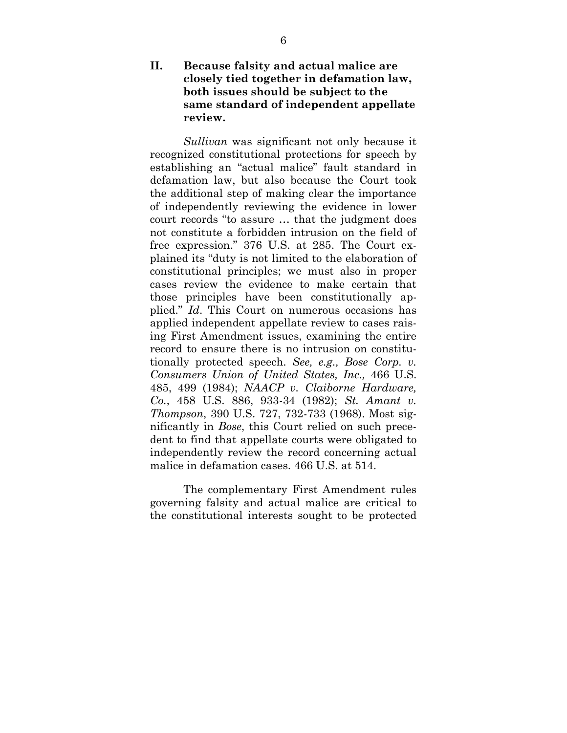## II. Because falsity and actual malice are closely tied together in defamation law, both issues should be subject to the same standard of independent appellate review.

*Sullivan* was significant not only because it recognized constitutional protections for speech by establishing an "actual malice" fault standard in defamation law, but also because the Court took the additional step of making clear the importance of independently reviewing the evidence in lower court records "to assure … that the judgment does not constitute a forbidden intrusion on the field of free expression." 376 U.S. at 285. The Court explained its "duty is not limited to the elaboration of constitutional principles; we must also in proper cases review the evidence to make certain that those principles have been constitutionally applied." *Id*. This Court on numerous occasions has applied independent appellate review to cases raising First Amendment issues, examining the entire record to ensure there is no intrusion on constitutionally protected speech. *See, e.g., Bose Corp. v. Consumers Union of United States, Inc.,* 466 U.S. 485, 499 (1984); *NAACP v. Claiborne Hardware, Co.*, 458 U.S. 886, 933-34 (1982); *St. Amant v. Thompson*, 390 U.S. 727, 732-733 (1968). Most significantly in *Bose*, this Court relied on such precedent to find that appellate courts were obligated to independently review the record concerning actual malice in defamation cases. 466 U.S. at 514.

The complementary First Amendment rules governing falsity and actual malice are critical to the constitutional interests sought to be protected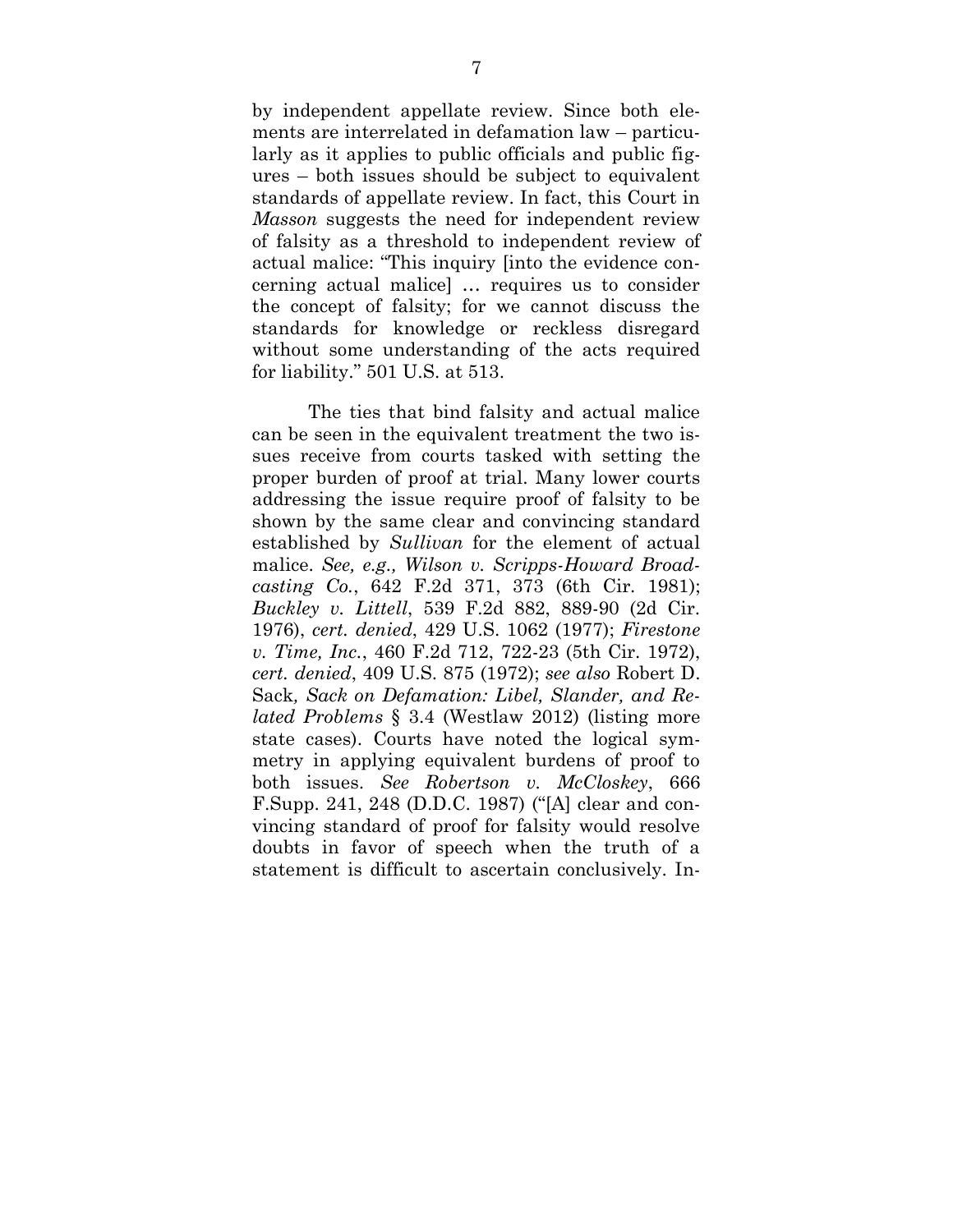by independent appellate review. Since both elements are interrelated in defamation law – particularly as it applies to public officials and public figures – both issues should be subject to equivalent standards of appellate review. In fact, this Court in *Masson* suggests the need for independent review of falsity as a threshold to independent review of actual malice: "This inquiry [into the evidence concerning actual malice] … requires us to consider the concept of falsity; for we cannot discuss the standards for knowledge or reckless disregard without some understanding of the acts required for liability." 501 U.S. at 513.

The ties that bind falsity and actual malice can be seen in the equivalent treatment the two issues receive from courts tasked with setting the proper burden of proof at trial. Many lower courts addressing the issue require proof of falsity to be shown by the same clear and convincing standard established by *Sullivan* for the element of actual malice. *See, e.g., Wilson v. Scripps-Howard Broadcasting Co.*, 642 F.2d 371, 373 (6th Cir. 1981); *Buckley v. Littell*, 539 F.2d 882, 889-90 (2d Cir. 1976), *cert. denied*, 429 U.S. 1062 (1977); *Firestone v. Time, Inc.*, 460 F.2d 712, 722-23 (5th Cir. 1972), *cert. denied*, 409 U.S. 875 (1972); *see also* Robert D. Sack*, Sack on Defamation: Libel, Slander, and Related Problems* § 3.4 (Westlaw 2012) (listing more state cases). Courts have noted the logical symmetry in applying equivalent burdens of proof to both issues. *See Robertson v. McCloskey*, 666 F.Supp. 241, 248 (D.D.C. 1987) ("[A] clear and convincing standard of proof for falsity would resolve doubts in favor of speech when the truth of a statement is difficult to ascertain conclusively. In-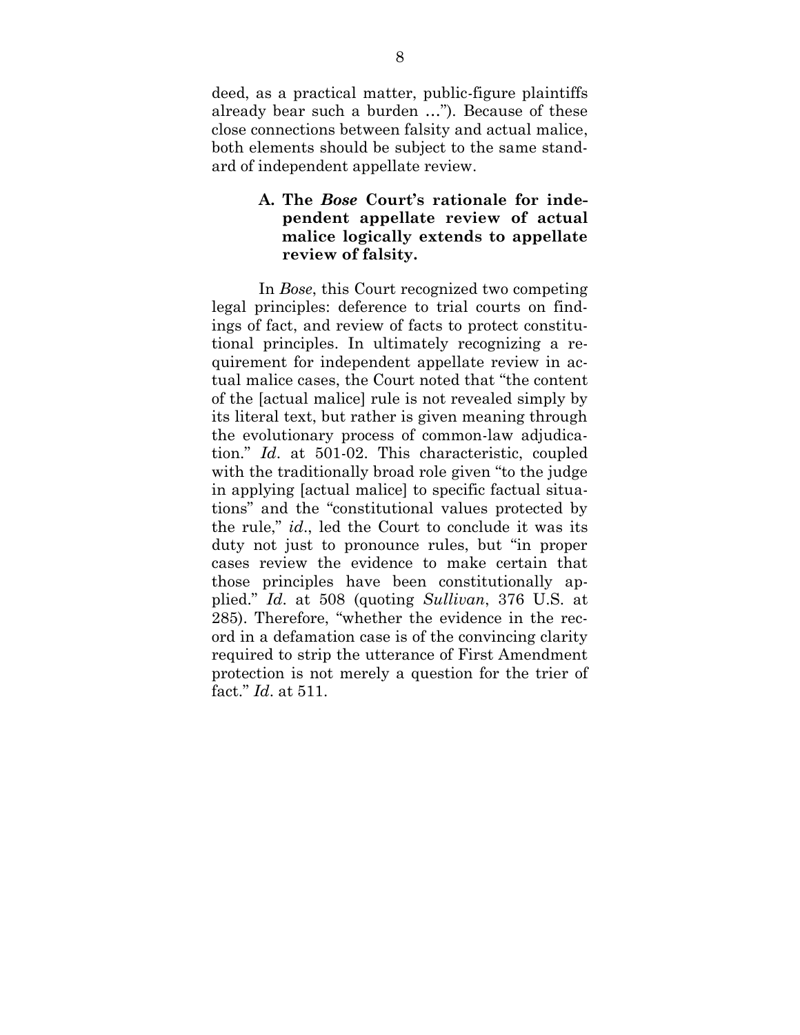deed, as a practical matter, public-figure plaintiffs already bear such a burden …"). Because of these close connections between falsity and actual malice, both elements should be subject to the same standard of independent appellate review.

### A. The *Bose* Court's rationale for independent appellate review of actual malice logically extends to appellate review of falsity.

In *Bose*, this Court recognized two competing legal principles: deference to trial courts on findings of fact, and review of facts to protect constitutional principles. In ultimately recognizing a requirement for independent appellate review in actual malice cases, the Court noted that "the content of the [actual malice] rule is not revealed simply by its literal text, but rather is given meaning through the evolutionary process of common-law adjudication." *Id*. at 501-02. This characteristic, coupled with the traditionally broad role given "to the judge in applying [actual malice] to specific factual situations" and the "constitutional values protected by the rule," *id*., led the Court to conclude it was its duty not just to pronounce rules, but "in proper cases review the evidence to make certain that those principles have been constitutionally applied." *Id*. at 508 (quoting *Sullivan*, 376 U.S. at 285). Therefore, "whether the evidence in the record in a defamation case is of the convincing clarity required to strip the utterance of First Amendment protection is not merely a question for the trier of fact." *Id*. at 511.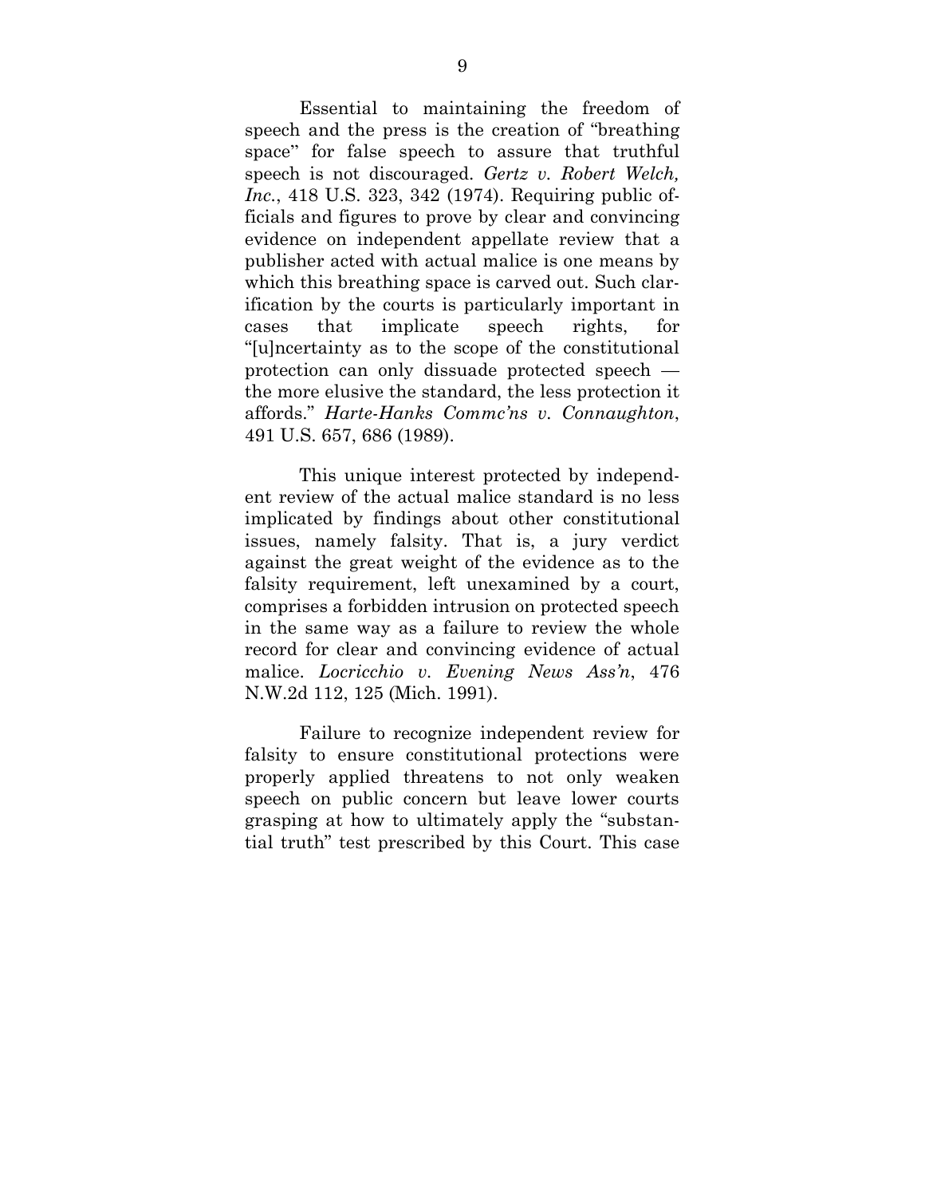Essential to maintaining the freedom of speech and the press is the creation of "breathing space" for false speech to assure that truthful speech is not discouraged. *Gertz v. Robert Welch, Inc.*, 418 U.S. 323, 342 (1974). Requiring public officials and figures to prove by clear and convincing evidence on independent appellate review that a publisher acted with actual malice is one means by which this breathing space is carved out. Such clarification by the courts is particularly important in cases that implicate speech rights, for "[u]ncertainty as to the scope of the constitutional protection can only dissuade protected speech — the more elusive the standard, the less protection it affords." *Harte-Hanks Commc'ns v. Connaughton*, 491 U.S. 657, 686 (1989).

This unique interest protected by independent review of the actual malice standard is no less implicated by findings about other constitutional issues, namely falsity. That is, a jury verdict against the great weight of the evidence as to the falsity requirement, left unexamined by a court, comprises a forbidden intrusion on protected speech in the same way as a failure to review the whole record for clear and convincing evidence of actual malice. *Locricchio v. Evening News Ass'n*, 476 N.W.2d 112, 125 (Mich. 1991).

Failure to recognize independent review for falsity to ensure constitutional protections were properly applied threatens to not only weaken speech on public concern but leave lower courts grasping at how to ultimately apply the "substantial truth" test prescribed by this Court. This case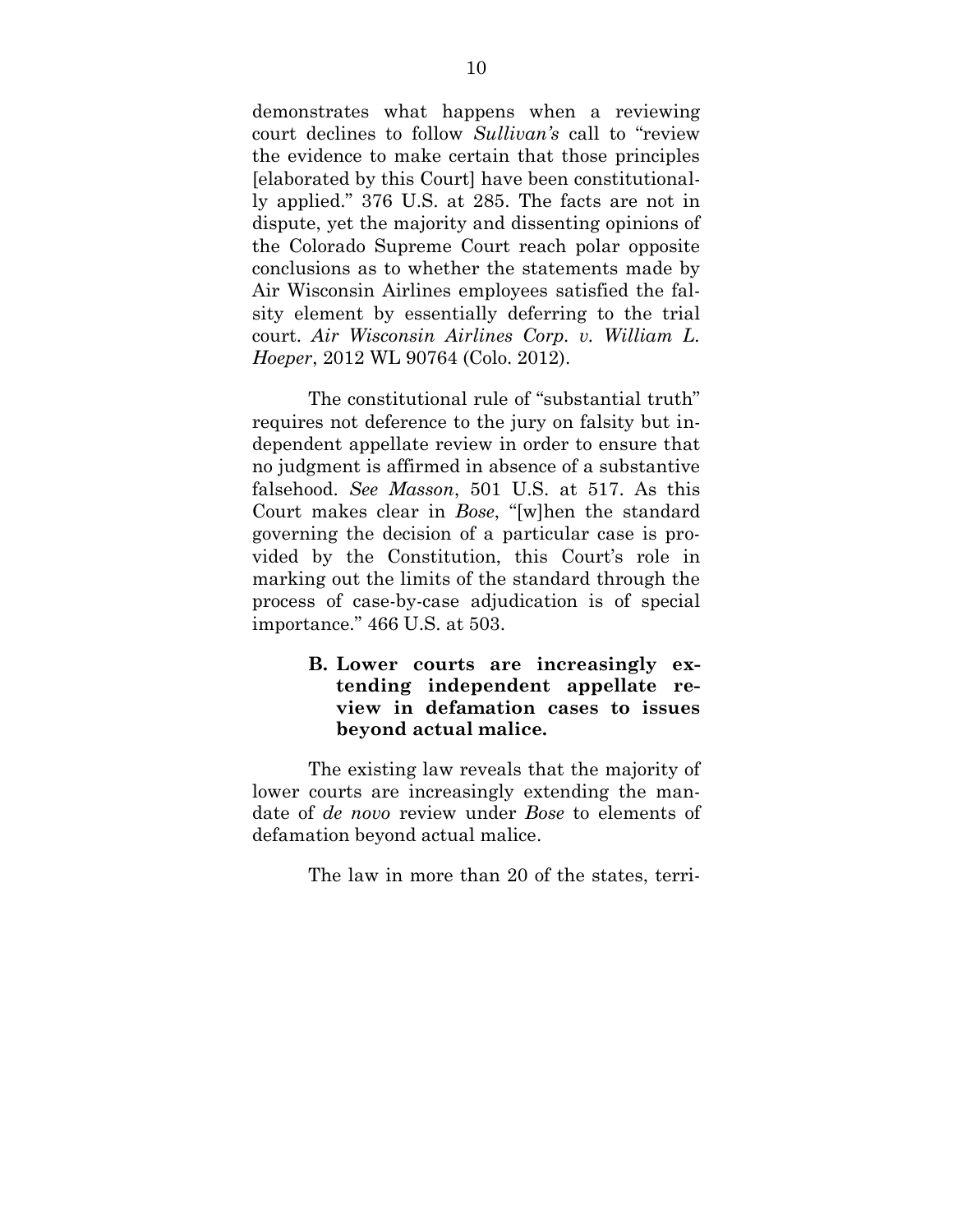demonstrates what happens when a reviewing court declines to follow *Sullivan's* call to "review the evidence to make certain that those principles [elaborated by this Court] have been constitutionally applied." 376 U.S. at 285. The facts are not in dispute, yet the majority and dissenting opinions of the Colorado Supreme Court reach polar opposite conclusions as to whether the statements made by Air Wisconsin Airlines employees satisfied the falsity element by essentially deferring to the trial court. *Air Wisconsin Airlines Corp. v. William L. Hoeper*, 2012 WL 90764 (Colo. 2012).

The constitutional rule of "substantial truth" requires not deference to the jury on falsity but independent appellate review in order to ensure that no judgment is affirmed in absence of a substantive falsehood. *See Masson*, 501 U.S. at 517. As this Court makes clear in *Bose*, "[w]hen the standard governing the decision of a particular case is provided by the Constitution, this Court's role in marking out the limits of the standard through the process of case-by-case adjudication is of special importance." 466 U.S. at 503.

### B. Lower courts are increasingly extending independent appellate review in defamation cases to issues beyond actual malice.

The existing law reveals that the majority of lower courts are increasingly extending the mandate of *de novo* review under *Bose* to elements of defamation beyond actual malice.

The law in more than 20 of the states, terri-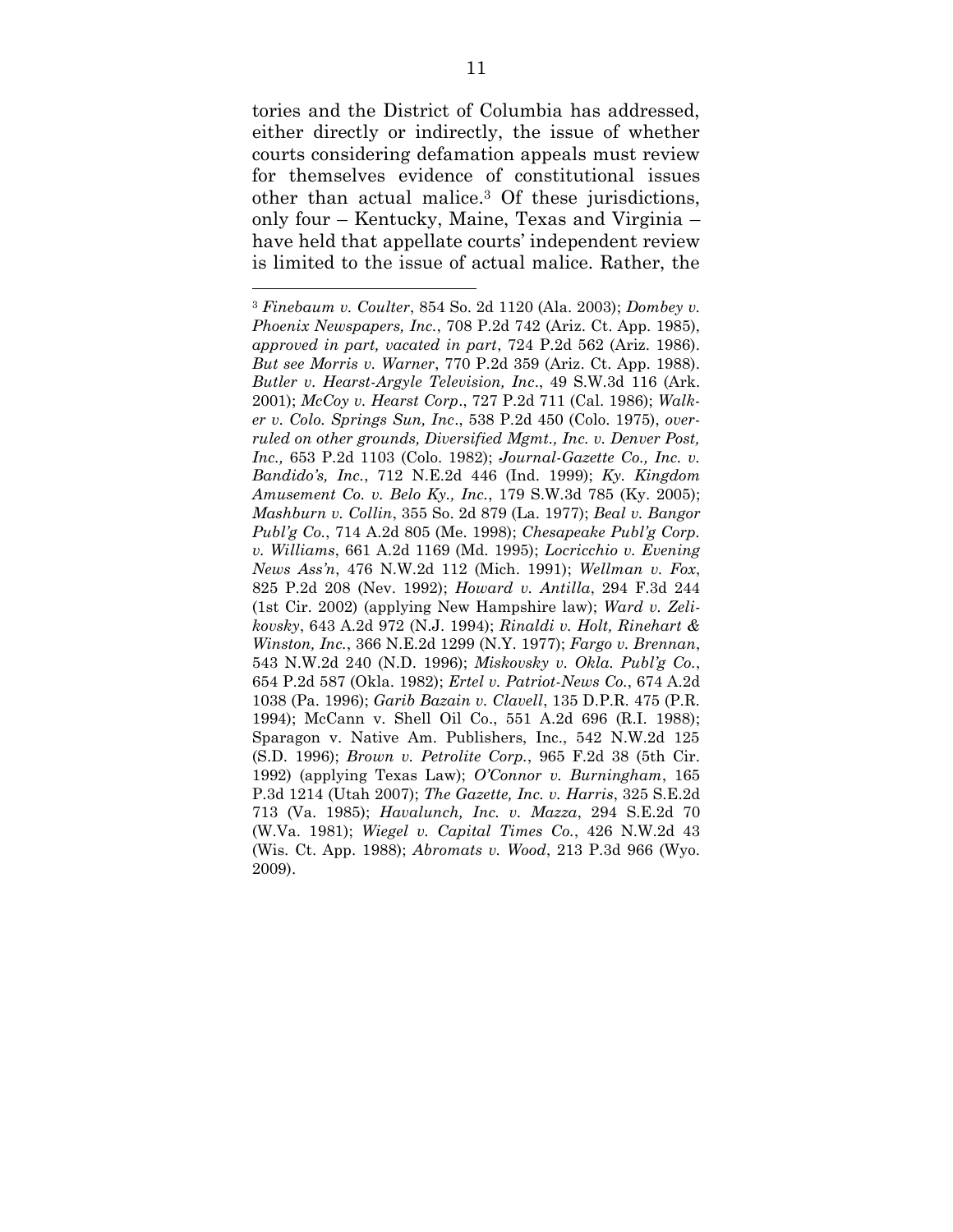tories and the District of Columbia has addressed, either directly or indirectly, the issue of whether courts considering defamation appeals must review for themselves evidence of constitutional issues other than actual malice.[3] Of these jurisdictions, only four – Kentucky, Maine, Texas and Virginia – have held that appellate courts' independent review is limited to the issue of actual malice. Rather, the

---

[3] *Finebaum v. Coulter*, 854 So. 2d 1120 (Ala. 2003); *Dombey v. Phoenix Newspapers, Inc.*, 708 P.2d 742 (Ariz. Ct. App. 1985), *approved in part, vacated in part*, 724 P.2d 562 (Ariz. 1986). *But see Morris v. Warner*, 770 P.2d 359 (Ariz. Ct. App. 1988). *Butler v. Hearst-Argyle Television, Inc*., 49 S.W.3d 116 (Ark. 2001); *McCoy v. Hearst Corp*., 727 P.2d 711 (Cal. 1986); *Walker v. Colo. Springs Sun, Inc*., 538 P.2d 450 (Colo. 1975), *overruled on other grounds, Diversified Mgmt., Inc. v. Denver Post, Inc.,* 653 P.2d 1103 (Colo. 1982); *Journal-Gazette Co., Inc. v. Bandido's, Inc.*, 712 N.E.2d 446 (Ind. 1999); *Ky. Kingdom Amusement Co. v. Belo Ky., Inc.*, 179 S.W.3d 785 (Ky. 2005); *Mashburn v. Collin*, 355 So. 2d 879 (La. 1977); *Beal v. Bangor Publ'g Co.*, 714 A.2d 805 (Me. 1998); *Chesapeake Publ'g Corp. v. Williams*, 661 A.2d 1169 (Md. 1995); *Locricchio v. Evening News Ass'n*, 476 N.W.2d 112 (Mich. 1991); *Wellman v. Fox*, 825 P.2d 208 (Nev. 1992); *Howard v. Antilla*, 294 F.3d 244 (1st Cir. 2002) (applying New Hampshire law); *Ward v. Zelikovsky*, 643 A.2d 972 (N.J. 1994); *Rinaldi v. Holt, Rinehart & Winston, Inc.*, 366 N.E.2d 1299 (N.Y. 1977); *Fargo v. Brennan*, 543 N.W.2d 240 (N.D. 1996); *Miskovsky v. Okla. Publ'g Co.*, 654 P.2d 587 (Okla. 1982); *Ertel v. Patriot-News Co.*, 674 A.2d 1038 (Pa. 1996); *Garib Bazain v. Clavell*, 135 D.P.R. 475 (P.R. 1994); McCann v. Shell Oil Co., 551 A.2d 696 (R.I. 1988); Sparagon v. Native Am. Publishers, Inc., 542 N.W.2d 125 (S.D. 1996); *Brown v. Petrolite Corp.*, 965 F.2d 38 (5th Cir. 1992) (applying Texas Law); *O'Connor v. Burningham*, 165 P.3d 1214 (Utah 2007); *The Gazette, Inc. v. Harris*, 325 S.E.2d 713 (Va. 1985); *Havalunch, Inc. v. Mazza*, 294 S.E.2d 70 (W.Va. 1981); *Wiegel v. Capital Times Co.*, 426 N.W.2d 43 (Wis. Ct. App. 1988); *Abromats v. Wood*, 213 P.3d 966 (Wyo. 2009).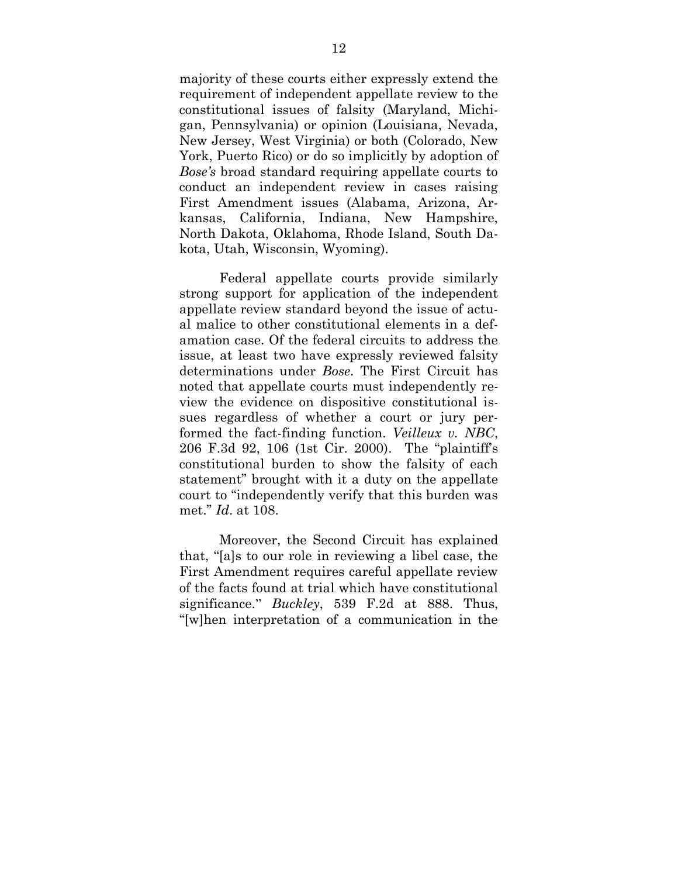majority of these courts either expressly extend the requirement of independent appellate review to the constitutional issues of falsity (Maryland, Michigan, Pennsylvania) or opinion (Louisiana, Nevada, New Jersey, West Virginia) or both (Colorado, New York, Puerto Rico) or do so implicitly by adoption of *Bose's* broad standard requiring appellate courts to conduct an independent review in cases raising First Amendment issues (Alabama, Arizona, Arkansas, California, Indiana, New Hampshire, North Dakota, Oklahoma, Rhode Island, South Dakota, Utah, Wisconsin, Wyoming).

Federal appellate courts provide similarly strong support for application of the independent appellate review standard beyond the issue of actual malice to other constitutional elements in a defamation case. Of the federal circuits to address the issue, at least two have expressly reviewed falsity determinations under *Bose*. The First Circuit has noted that appellate courts must independently review the evidence on dispositive constitutional issues regardless of whether a court or jury performed the fact-finding function. *Veilleux v. NBC*, 206 F.3d 92, 106 (1st Cir. 2000). The "plaintiff's constitutional burden to show the falsity of each statement" brought with it a duty on the appellate court to "independently verify that this burden was met." *Id*. at 108.

Moreover, the Second Circuit has explained that, "[a]s to our role in reviewing a libel case, the First Amendment requires careful appellate review of the facts found at trial which have constitutional significance." *Buckley*, 539 F.2d at 888. Thus, "[w]hen interpretation of a communication in the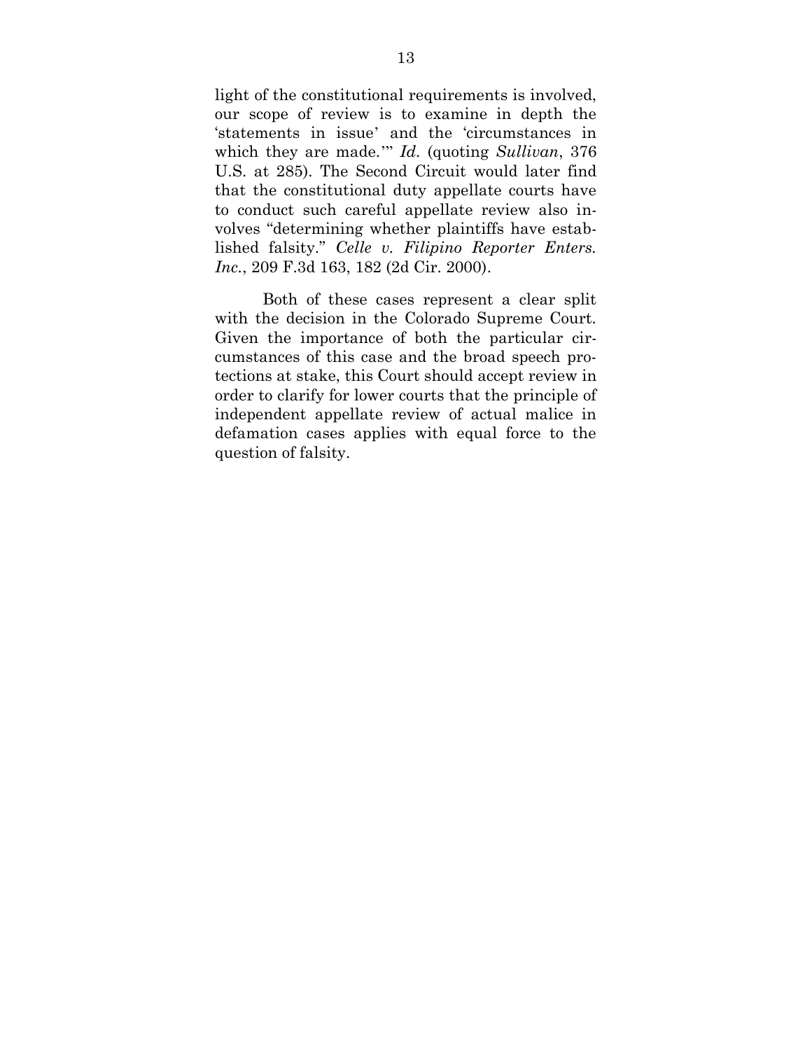light of the constitutional requirements is involved, our scope of review is to examine in depth the 'statements in issue' and the 'circumstances in which they are made.'" *Id.* (quoting *Sullivan*, 376 U.S. at 285). The Second Circuit would later find that the constitutional duty appellate courts have to conduct such careful appellate review also involves "determining whether plaintiffs have established falsity." *Celle v. Filipino Reporter Enters. Inc.*, 209 F.3d 163, 182 (2d Cir. 2000).

Both of these cases represent a clear split with the decision in the Colorado Supreme Court. Given the importance of both the particular circumstances of this case and the broad speech protections at stake, this Court should accept review in order to clarify for lower courts that the principle of independent appellate review of actual malice in defamation cases applies with equal force to the question of falsity.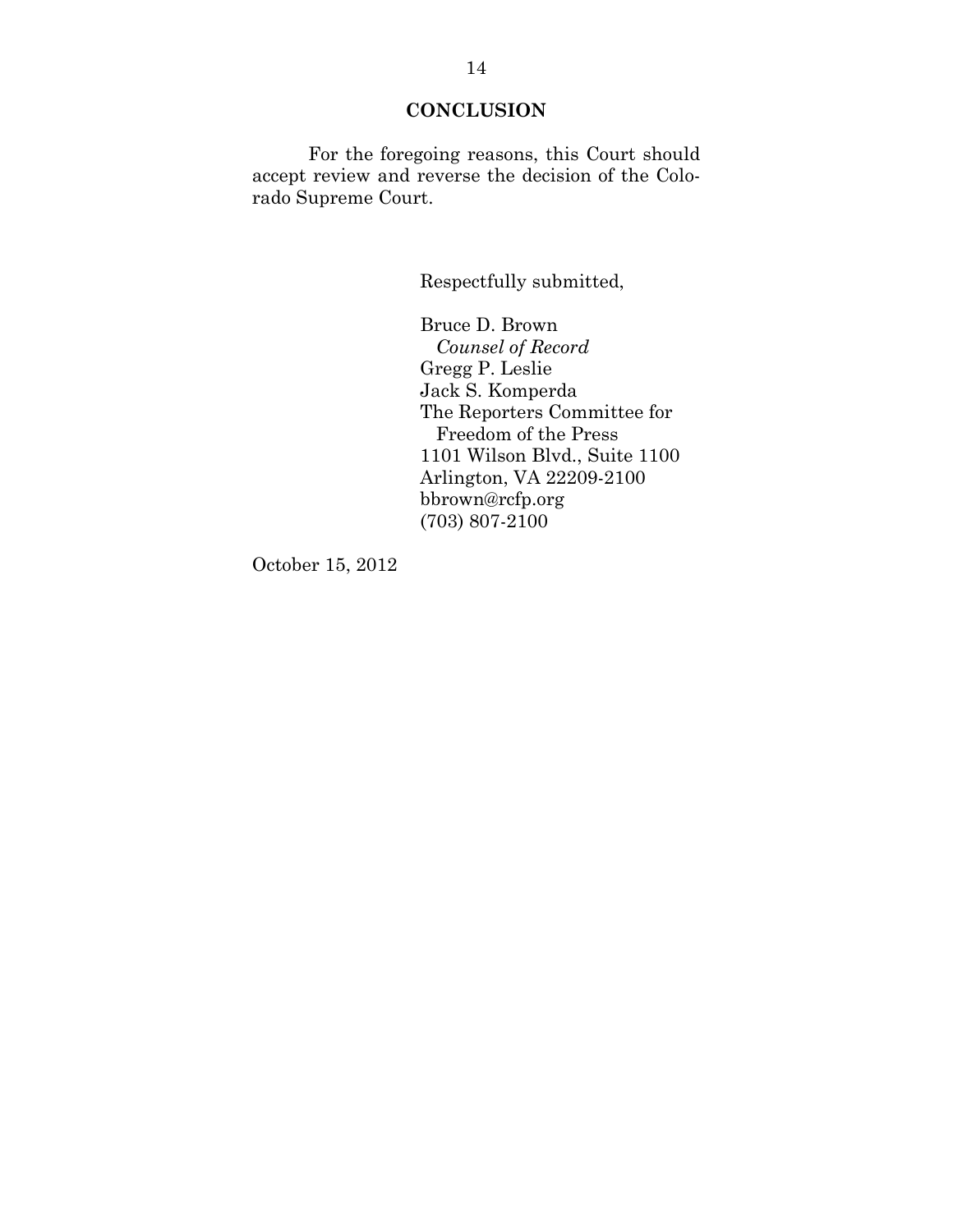## CONCLUSION

For the foregoing reasons, this Court should accept review and reverse the decision of the Colorado Supreme Court.

Respectfully submitted,

Bruce D. Brown
*Counsel of Record*
Gregg P. Leslie
Jack S. Komperda
The Reporters Committee for Freedom of the Press
1101 Wilson Blvd., Suite 1100
Arlington, VA 22209-2100
bbrown@rcfp.org
(703) 807-2100

October 15, 2012